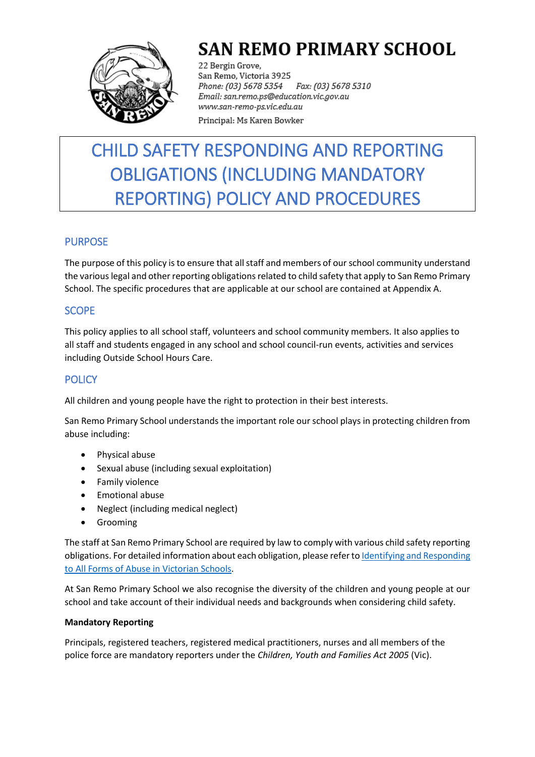# SAN REMO PRIMARY SCHOOL

22 Bergin Grove,
San Remo, Victoria 3925
*Phone: (03) 5678 5354  Fax: (03) 5678 5310*
*Email: san.remo.ps@education.vic.gov.au*
*www.san-remo-ps.vic.edu.au*

Principal: Ms Karen Bowker

# CHILD SAFETY RESPONDING AND REPORTING OBLIGATIONS (INCLUDING MANDATORY REPORTING) POLICY AND PROCEDURES

## PURPOSE

The purpose of this policy is to ensure that all staff and members of our school community understand the various legal and other reporting obligations related to child safety that apply to San Remo Primary School. The specific procedures that are applicable at our school are contained at Appendix A.

## SCOPE

This policy applies to all school staff, volunteers and school community members. It also applies to all staff and students engaged in any school and school council-run events, activities and services including Outside School Hours Care.

## POLICY

All children and young people have the right to protection in their best interests.

San Remo Primary School understands the important role our school plays in protecting children from abuse including:

- Physical abuse
- Sexual abuse (including sexual exploitation)
- Family violence
- Emotional abuse
- Neglect (including medical neglect)
- Grooming

The staff at San Remo Primary School are required by law to comply with various child safety reporting obligations. For detailed information about each obligation, please refer to [Identifying and Responding to All Forms of Abuse in Victorian Schools](#).

At San Remo Primary School we also recognise the diversity of the children and young people at our school and take account of their individual needs and backgrounds when considering child safety.

**Mandatory Reporting**

Principals, registered teachers, registered medical practitioners, nurses and all members of the police force are mandatory reporters under the *Children, Youth and Families Act 2005* (Vic).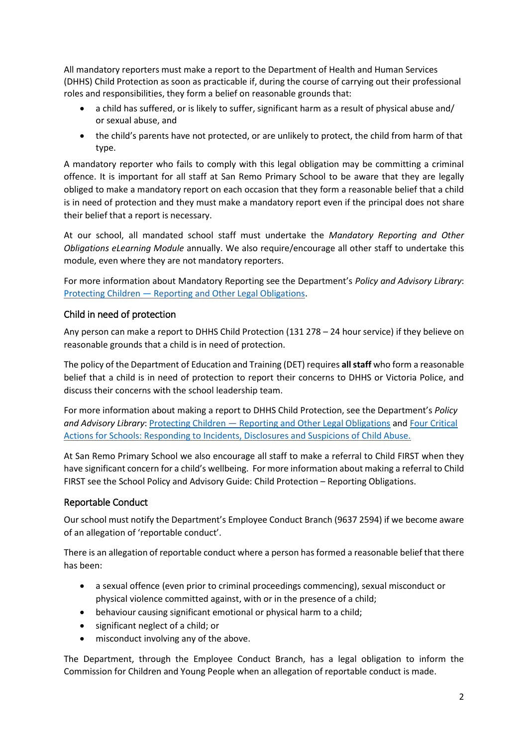All mandatory reporters must make a report to the Department of Health and Human Services (DHHS) Child Protection as soon as practicable if, during the course of carrying out their professional roles and responsibilities, they form a belief on reasonable grounds that:

- a child has suffered, or is likely to suffer, significant harm as a result of physical abuse and/ or sexual abuse, and
- the child's parents have not protected, or are unlikely to protect, the child from harm of that type.

A mandatory reporter who fails to comply with this legal obligation may be committing a criminal offence. It is important for all staff at San Remo Primary School to be aware that they are legally obliged to make a mandatory report on each occasion that they form a reasonable belief that a child is in need of protection and they must make a mandatory report even if the principal does not share their belief that a report is necessary.

At our school, all mandated school staff must undertake the *Mandatory Reporting and Other Obligations eLearning Module* annually. We also require/encourage all other staff to undertake this module, even where they are not mandatory reporters.

For more information about Mandatory Reporting see the Department's *Policy and Advisory Library*: [Protecting Children — Reporting and Other Legal Obligations](#).

## Child in need of protection

Any person can make a report to DHHS Child Protection (131 278 – 24 hour service) if they believe on reasonable grounds that a child is in need of protection.

The policy of the Department of Education and Training (DET) requires **all staff** who form a reasonable belief that a child is in need of protection to report their concerns to DHHS or Victoria Police, and discuss their concerns with the school leadership team.

For more information about making a report to DHHS Child Protection, see the Department's *Policy and Advisory Library*: [Protecting Children — Reporting and Other Legal Obligations](#) and [Four Critical Actions for Schools: Responding to Incidents, Disclosures and Suspicions of Child Abuse.](#)

At San Remo Primary School we also encourage all staff to make a referral to Child FIRST when they have significant concern for a child's wellbeing. For more information about making a referral to Child FIRST see the School Policy and Advisory Guide: Child Protection – Reporting Obligations.

## Reportable Conduct

Our school must notify the Department's Employee Conduct Branch (9637 2594) if we become aware of an allegation of 'reportable conduct'.

There is an allegation of reportable conduct where a person has formed a reasonable belief that there has been:

- a sexual offence (even prior to criminal proceedings commencing), sexual misconduct or physical violence committed against, with or in the presence of a child;
- behaviour causing significant emotional or physical harm to a child;
- significant neglect of a child; or
- misconduct involving any of the above.

The Department, through the Employee Conduct Branch, has a legal obligation to inform the Commission for Children and Young People when an allegation of reportable conduct is made.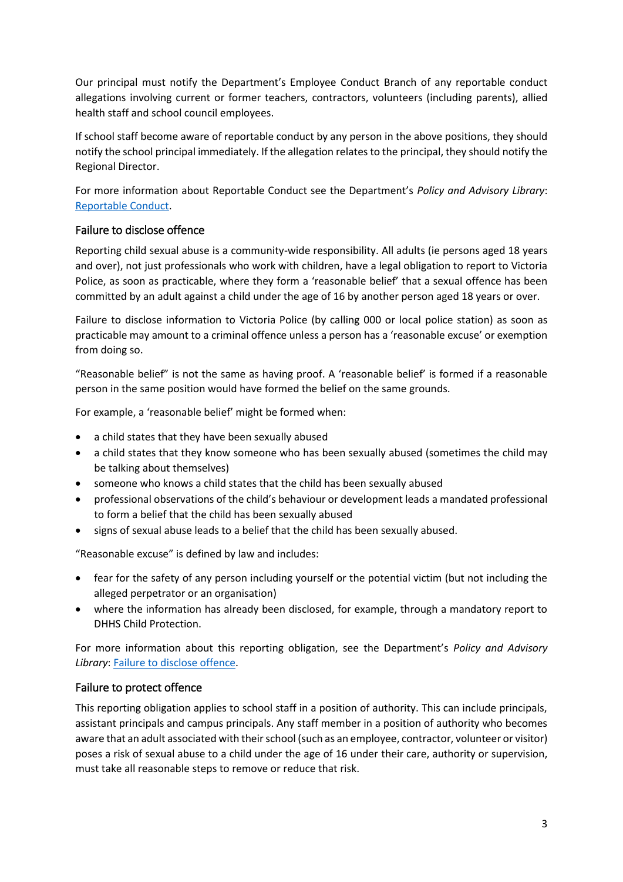Our principal must notify the Department's Employee Conduct Branch of any reportable conduct allegations involving current or former teachers, contractors, volunteers (including parents), allied health staff and school council employees.

If school staff become aware of reportable conduct by any person in the above positions, they should notify the school principal immediately. If the allegation relates to the principal, they should notify the Regional Director.

For more information about Reportable Conduct see the Department's *Policy and Advisory Library*: [Reportable Conduct](#).

### Failure to disclose offence

Reporting child sexual abuse is a community-wide responsibility. All adults (ie persons aged 18 years and over), not just professionals who work with children, have a legal obligation to report to Victoria Police, as soon as practicable, where they form a 'reasonable belief' that a sexual offence has been committed by an adult against a child under the age of 16 by another person aged 18 years or over.

Failure to disclose information to Victoria Police (by calling 000 or local police station) as soon as practicable may amount to a criminal offence unless a person has a 'reasonable excuse' or exemption from doing so.

"Reasonable belief" is not the same as having proof. A 'reasonable belief' is formed if a reasonable person in the same position would have formed the belief on the same grounds.

For example, a 'reasonable belief' might be formed when:

- a child states that they have been sexually abused
- a child states that they know someone who has been sexually abused (sometimes the child may be talking about themselves)
- someone who knows a child states that the child has been sexually abused
- professional observations of the child's behaviour or development leads a mandated professional to form a belief that the child has been sexually abused
- signs of sexual abuse leads to a belief that the child has been sexually abused.

"Reasonable excuse" is defined by law and includes:

- fear for the safety of any person including yourself or the potential victim (but not including the alleged perpetrator or an organisation)
- where the information has already been disclosed, for example, through a mandatory report to DHHS Child Protection.

For more information about this reporting obligation, see the Department's *Policy and Advisory Library*: [Failure to disclose offence](#).

### Failure to protect offence

This reporting obligation applies to school staff in a position of authority. This can include principals, assistant principals and campus principals. Any staff member in a position of authority who becomes aware that an adult associated with their school (such as an employee, contractor, volunteer or visitor) poses a risk of sexual abuse to a child under the age of 16 under their care, authority or supervision, must take all reasonable steps to remove or reduce that risk.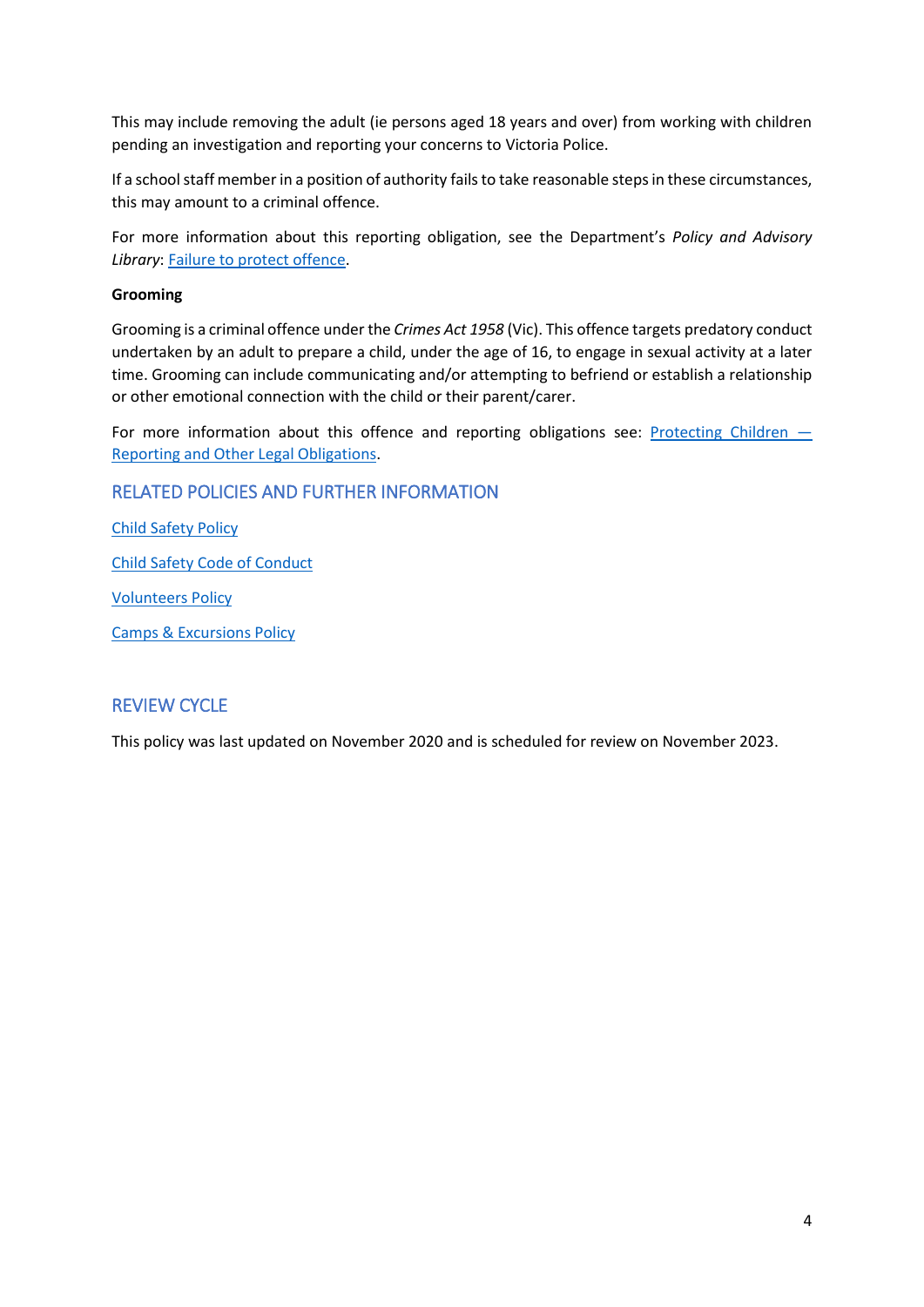This may include removing the adult (ie persons aged 18 years and over) from working with children pending an investigation and reporting your concerns to Victoria Police.

If a school staff member in a position of authority fails to take reasonable steps in these circumstances, this may amount to a criminal offence.

For more information about this reporting obligation, see the Department's *Policy and Advisory Library*: [Failure to protect offence](#).

**Grooming**

Grooming is a criminal offence under the *Crimes Act 1958* (Vic). This offence targets predatory conduct undertaken by an adult to prepare a child, under the age of 16, to engage in sexual activity at a later time. Grooming can include communicating and/or attempting to befriend or establish a relationship or other emotional connection with the child or their parent/carer.

For more information about this offence and reporting obligations see: [Protecting Children — Reporting and Other Legal Obligations](#).

## RELATED POLICIES AND FURTHER INFORMATION

[Child Safety Policy](#)

[Child Safety Code of Conduct](#)

[Volunteers Policy](#)

[Camps & Excursions Policy](#)

## REVIEW CYCLE

This policy was last updated on November 2020 and is scheduled for review on November 2023.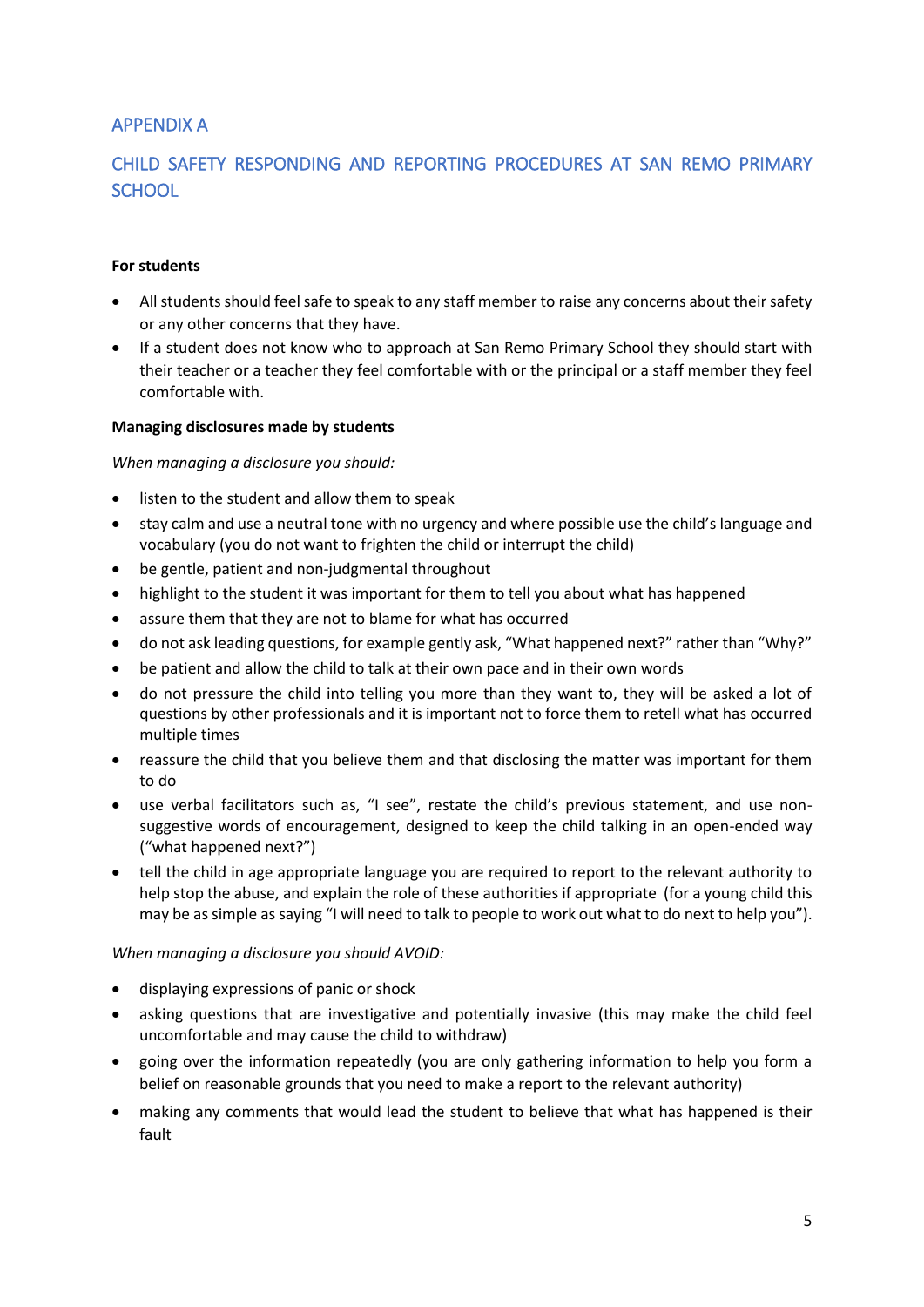## APPENDIX A

## CHILD SAFETY RESPONDING AND REPORTING PROCEDURES AT SAN REMO PRIMARY SCHOOL

**For students**

- All students should feel safe to speak to any staff member to raise any concerns about their safety or any other concerns that they have.
- If a student does not know who to approach at San Remo Primary School they should start with their teacher or a teacher they feel comfortable with or the principal or a staff member they feel comfortable with.

**Managing disclosures made by students**

*When managing a disclosure you should:*

- listen to the student and allow them to speak
- stay calm and use a neutral tone with no urgency and where possible use the child's language and vocabulary (you do not want to frighten the child or interrupt the child)
- be gentle, patient and non-judgmental throughout
- highlight to the student it was important for them to tell you about what has happened
- assure them that they are not to blame for what has occurred
- do not ask leading questions, for example gently ask, "What happened next?" rather than "Why?"
- be patient and allow the child to talk at their own pace and in their own words
- do not pressure the child into telling you more than they want to, they will be asked a lot of questions by other professionals and it is important not to force them to retell what has occurred multiple times
- reassure the child that you believe them and that disclosing the matter was important for them to do
- use verbal facilitators such as, "I see", restate the child's previous statement, and use non-suggestive words of encouragement, designed to keep the child talking in an open-ended way ("what happened next?")
- tell the child in age appropriate language you are required to report to the relevant authority to help stop the abuse, and explain the role of these authorities if appropriate (for a young child this may be as simple as saying "I will need to talk to people to work out what to do next to help you").

*When managing a disclosure you should AVOID:*

- displaying expressions of panic or shock
- asking questions that are investigative and potentially invasive (this may make the child feel uncomfortable and may cause the child to withdraw)
- going over the information repeatedly (you are only gathering information to help you form a belief on reasonable grounds that you need to make a report to the relevant authority)
- making any comments that would lead the student to believe that what has happened is their fault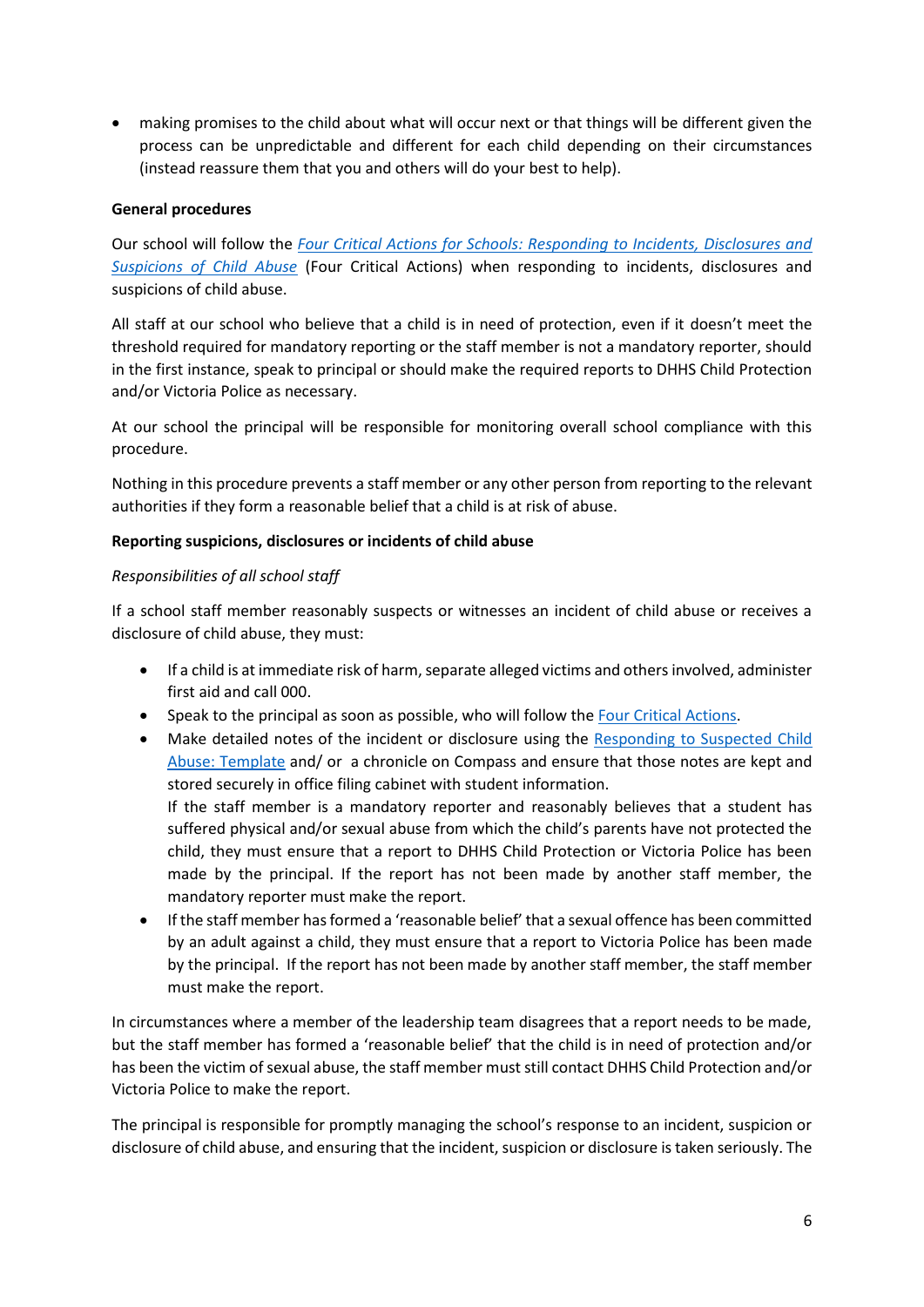- making promises to the child about what will occur next or that things will be different given the process can be unpredictable and different for each child depending on their circumstances (instead reassure them that you and others will do your best to help).

**General procedures**

Our school will follow the *Four Critical Actions for Schools: Responding to Incidents, Disclosures and Suspicions of Child Abuse* (Four Critical Actions) when responding to incidents, disclosures and suspicions of child abuse.

All staff at our school who believe that a child is in need of protection, even if it doesn't meet the threshold required for mandatory reporting or the staff member is not a mandatory reporter, should in the first instance, speak to principal or should make the required reports to DHHS Child Protection and/or Victoria Police as necessary.

At our school the principal will be responsible for monitoring overall school compliance with this procedure.

Nothing in this procedure prevents a staff member or any other person from reporting to the relevant authorities if they form a reasonable belief that a child is at risk of abuse.

**Reporting suspicions, disclosures or incidents of child abuse**

*Responsibilities of all school staff*

If a school staff member reasonably suspects or witnesses an incident of child abuse or receives a disclosure of child abuse, they must:

- If a child is at immediate risk of harm, separate alleged victims and others involved, administer first aid and call 000.
- Speak to the principal as soon as possible, who will follow the Four Critical Actions.
- Make detailed notes of the incident or disclosure using the Responding to Suspected Child Abuse: Template and/ or a chronicle on Compass and ensure that those notes are kept and stored securely in office filing cabinet with student information.
  If the staff member is a mandatory reporter and reasonably believes that a student has suffered physical and/or sexual abuse from which the child's parents have not protected the child, they must ensure that a report to DHHS Child Protection or Victoria Police has been made by the principal. If the report has not been made by another staff member, the mandatory reporter must make the report.
- If the staff member has formed a 'reasonable belief' that a sexual offence has been committed by an adult against a child, they must ensure that a report to Victoria Police has been made by the principal. If the report has not been made by another staff member, the staff member must make the report.

In circumstances where a member of the leadership team disagrees that a report needs to be made, but the staff member has formed a 'reasonable belief' that the child is in need of protection and/or has been the victim of sexual abuse, the staff member must still contact DHHS Child Protection and/or Victoria Police to make the report.

The principal is responsible for promptly managing the school's response to an incident, suspicion or disclosure of child abuse, and ensuring that the incident, suspicion or disclosure is taken seriously. The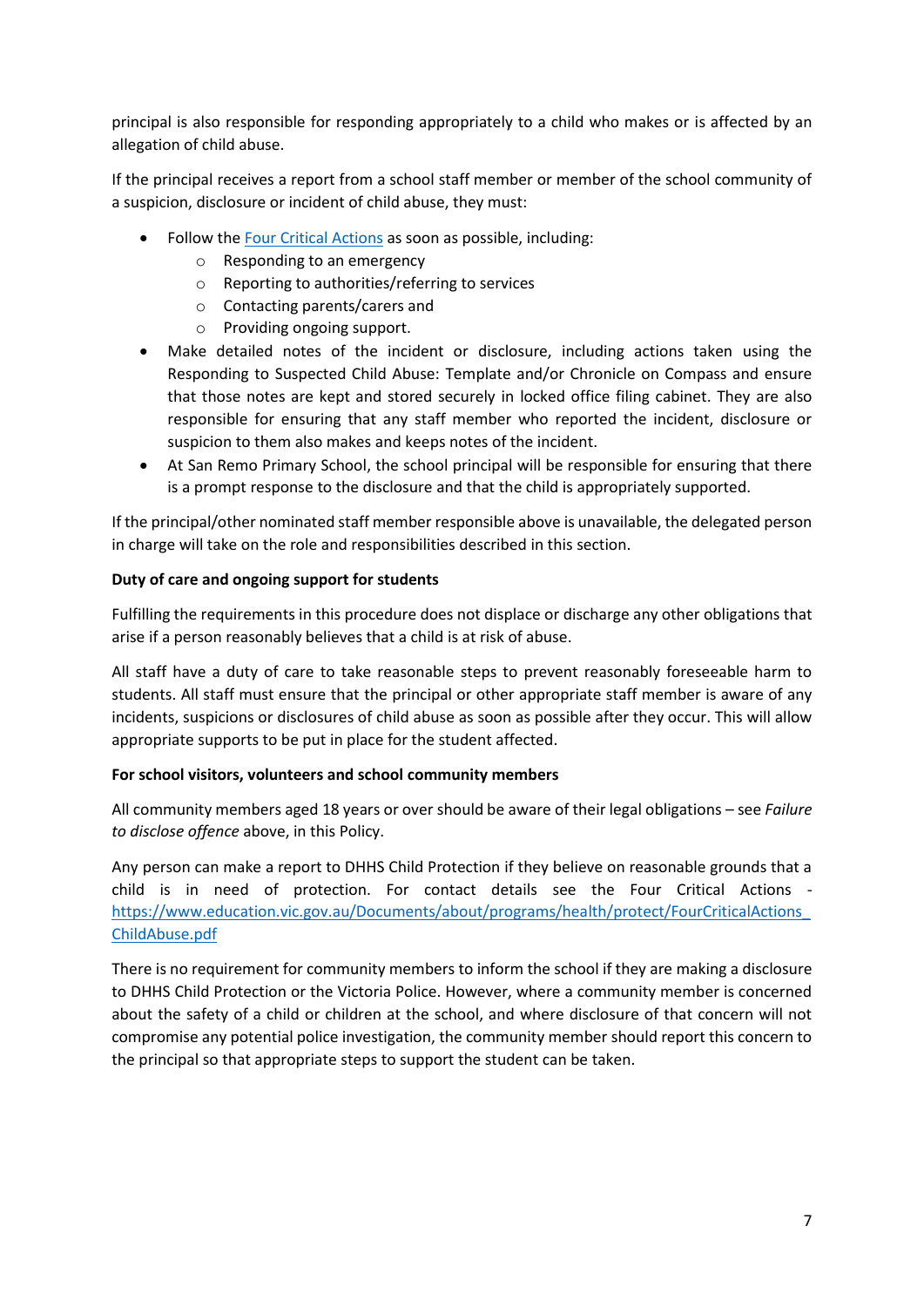principal is also responsible for responding appropriately to a child who makes or is affected by an allegation of child abuse.

If the principal receives a report from a school staff member or member of the school community of a suspicion, disclosure or incident of child abuse, they must:

- Follow the [Four Critical Actions](https://www.education.vic.gov.au/Documents/about/programs/health/protect/FourCriticalActions_ChildAbuse.pdf) as soon as possible, including:
  - Responding to an emergency
  - Reporting to authorities/referring to services
  - Contacting parents/carers and
  - Providing ongoing support.
- Make detailed notes of the incident or disclosure, including actions taken using the Responding to Suspected Child Abuse: Template and/or Chronicle on Compass and ensure that those notes are kept and stored securely in locked office filing cabinet. They are also responsible for ensuring that any staff member who reported the incident, disclosure or suspicion to them also makes and keeps notes of the incident.
- At San Remo Primary School, the school principal will be responsible for ensuring that there is a prompt response to the disclosure and that the child is appropriately supported.

If the principal/other nominated staff member responsible above is unavailable, the delegated person in charge will take on the role and responsibilities described in this section.

**Duty of care and ongoing support for students**

Fulfilling the requirements in this procedure does not displace or discharge any other obligations that arise if a person reasonably believes that a child is at risk of abuse.

All staff have a duty of care to take reasonable steps to prevent reasonably foreseeable harm to students. All staff must ensure that the principal or other appropriate staff member is aware of any incidents, suspicions or disclosures of child abuse as soon as possible after they occur. This will allow appropriate supports to be put in place for the student affected.

**For school visitors, volunteers and school community members**

All community members aged 18 years or over should be aware of their legal obligations – see *Failure to disclose offence* above, in this Policy.

Any person can make a report to DHHS Child Protection if they believe on reasonable grounds that a child is in need of protection. For contact details see the Four Critical Actions - https://www.education.vic.gov.au/Documents/about/programs/health/protect/FourCriticalActions_ChildAbuse.pdf

There is no requirement for community members to inform the school if they are making a disclosure to DHHS Child Protection or the Victoria Police. However, where a community member is concerned about the safety of a child or children at the school, and where disclosure of that concern will not compromise any potential police investigation, the community member should report this concern to the principal so that appropriate steps to support the student can be taken.